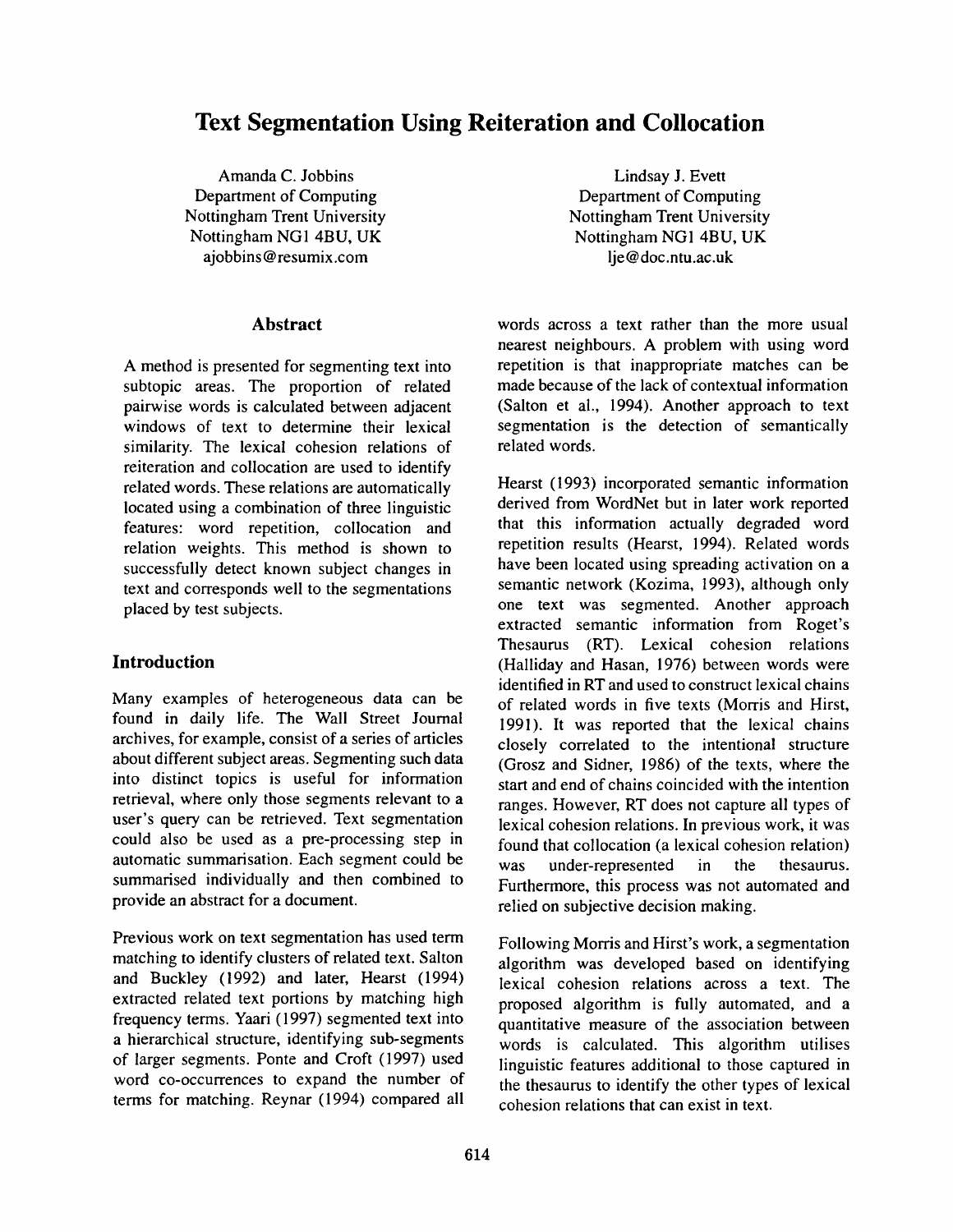# Text Segmentation Using Reiteration and Collocation

Amanda C. Jobbins
Department of Computing
Nottingham Trent University
Nottingham NG1 4BU, UK
ajobbins@resumix.com

Lindsay J. Evett
Department of Computing
Nottingham Trent University
Nottingham NG1 4BU, UK
lje@doc.ntu.ac.uk

## Abstract

A method is presented for segmenting text into subtopic areas. The proportion of related pairwise words is calculated between adjacent windows of text to determine their lexical similarity. The lexical cohesion relations of reiteration and collocation are used to identify related words. These relations are automatically located using a combination of three linguistic features: word repetition, collocation and relation weights. This method is shown to successfully detect known subject changes in text and corresponds well to the segmentations placed by test subjects.

## Introduction

Many examples of heterogeneous data can be found in daily life. The Wall Street Journal archives, for example, consist of a series of articles about different subject areas. Segmenting such data into distinct topics is useful for information retrieval, where only those segments relevant to a user's query can be retrieved. Text segmentation could also be used as a pre-processing step in automatic summarisation. Each segment could be summarised individually and then combined to provide an abstract for a document.

Previous work on text segmentation has used term matching to identify clusters of related text. Salton and Buckley (1992) and later, Hearst (1994) extracted related text portions by matching high frequency terms. Yaari (1997) segmented text into a hierarchical structure, identifying sub-segments of larger segments. Ponte and Croft (1997) used word co-occurrences to expand the number of terms for matching. Reynar (1994) compared all words across a text rather than the more usual nearest neighbours. A problem with using word repetition is that inappropriate matches can be made because of the lack of contextual information (Salton et al., 1994). Another approach to text segmentation is the detection of semantically related words.

Hearst (1993) incorporated semantic information derived from WordNet but in later work reported that this information actually degraded word repetition results (Hearst, 1994). Related words have been located using spreading activation on a semantic network (Kozima, 1993), although only one text was segmented. Another approach extracted semantic information from Roget's Thesaurus (RT). Lexical cohesion relations (Halliday and Hasan, 1976) between words were identified in RT and used to construct lexical chains of related words in five texts (Morris and Hirst, 1991). It was reported that the lexical chains closely correlated to the intentional structure (Grosz and Sidner, 1986) of the texts, where the start and end of chains coincided with the intention ranges. However, RT does not capture all types of lexical cohesion relations. In previous work, it was found that collocation (a lexical cohesion relation) was under-represented in the thesaurus. Furthermore, this process was not automated and relied on subjective decision making.

Following Morris and Hirst's work, a segmentation algorithm was developed based on identifying lexical cohesion relations across a text. The proposed algorithm is fully automated, and a quantitative measure of the association between words is calculated. This algorithm utilises linguistic features additional to those captured in the thesaurus to identify the other types of lexical cohesion relations that can exist in text.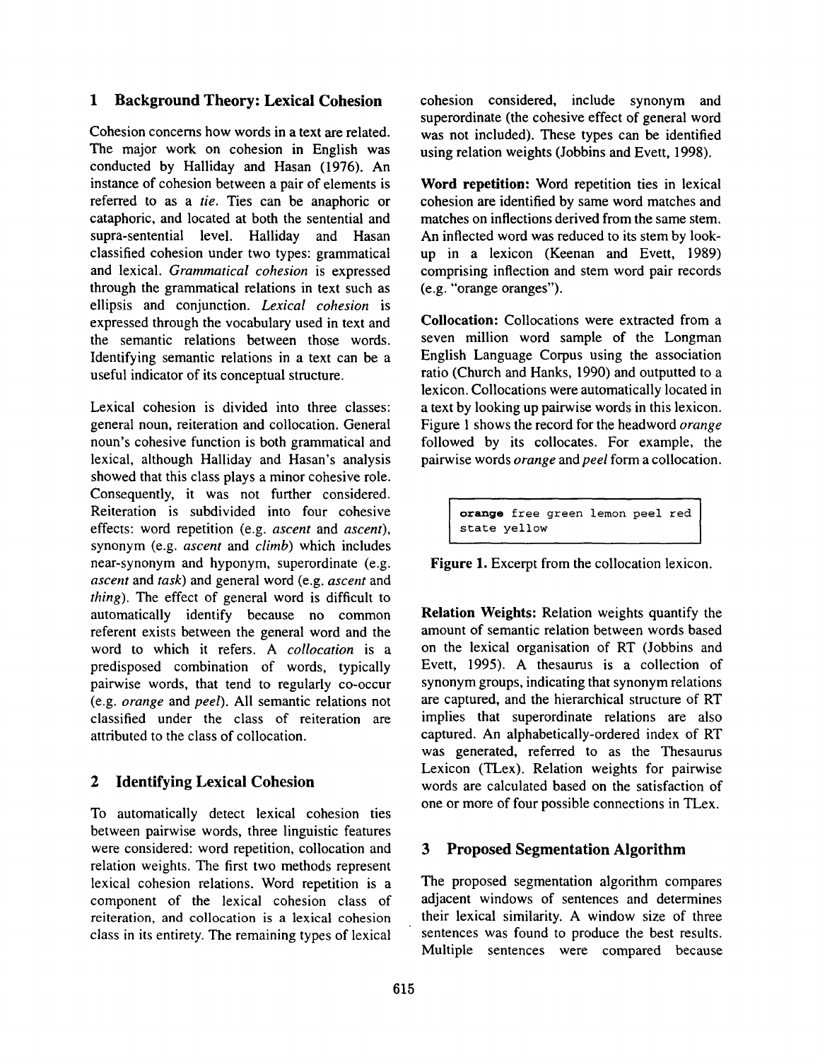## 1 Background Theory: Lexical Cohesion

Cohesion concerns how words in a text are related. The major work on cohesion in English was conducted by Halliday and Hasan (1976). An instance of cohesion between a pair of elements is referred to as a *tie*. Ties can be anaphoric or cataphoric, and located at both the sentential and supra-sentential level. Halliday and Hasan classified cohesion under two types: grammatical and lexical. *Grammatical cohesion* is expressed through the grammatical relations in text such as ellipsis and conjunction. *Lexical cohesion* is expressed through the vocabulary used in text and the semantic relations between those words. Identifying semantic relations in a text can be a useful indicator of its conceptual structure.

Lexical cohesion is divided into three classes: general noun, reiteration and collocation. General noun's cohesive function is both grammatical and lexical, although Halliday and Hasan's analysis showed that this class plays a minor cohesive role. Consequently, it was not further considered. Reiteration is subdivided into four cohesive effects: word repetition (e.g. *ascent* and *ascent*), synonym (e.g. *ascent* and *climb*) which includes near-synonym and hyponym, superordinate (e.g. *ascent* and *task*) and general word (e.g. *ascent* and *thing*). The effect of general word is difficult to automatically identify because no common referent exists between the general word and the word to which it refers. A *collocation* is a predisposed combination of words, typically pairwise words, that tend to regularly co-occur (e.g. *orange* and *peel*). All semantic relations not classified under the class of reiteration are attributed to the class of collocation.

## 2 Identifying Lexical Cohesion

To automatically detect lexical cohesion ties between pairwise words, three linguistic features were considered: word repetition, collocation and relation weights. The first two methods represent lexical cohesion relations. Word repetition is a component of the lexical cohesion class of reiteration, and collocation is a lexical cohesion class in its entirety. The remaining types of lexical cohesion considered, include synonym and superordinate (the cohesive effect of general word was not included). These types can be identified using relation weights (Jobbins and Evett, 1998).

**Word repetition:** Word repetition ties in lexical cohesion are identified by same word matches and matches on inflections derived from the same stem. An inflected word was reduced to its stem by look-up in a lexicon (Keenan and Evett, 1989) comprising inflection and stem word pair records (e.g. "orange oranges").

**Collocation:** Collocations were extracted from a seven million word sample of the Longman English Language Corpus using the association ratio (Church and Hanks, 1990) and outputted to a lexicon. Collocations were automatically located in a text by looking up pairwise words in this lexicon. Figure 1 shows the record for the headword *orange* followed by its collocates. For example, the pairwise words *orange* and *peel* form a collocation.

```
orange free green lemon peel red
state yellow
```

**Figure 1.** Excerpt from the collocation lexicon.

**Relation Weights:** Relation weights quantify the amount of semantic relation between words based on the lexical organisation of RT (Jobbins and Evett, 1995). A thesaurus is a collection of synonym groups, indicating that synonym relations are captured, and the hierarchical structure of RT implies that superordinate relations are also captured. An alphabetically-ordered index of RT was generated, referred to as the Thesaurus Lexicon (TLex). Relation weights for pairwise words are calculated based on the satisfaction of one or more of four possible connections in TLex.

## 3 Proposed Segmentation Algorithm

The proposed segmentation algorithm compares adjacent windows of sentences and determines their lexical similarity. A window size of three sentences was found to produce the best results. Multiple sentences were compared because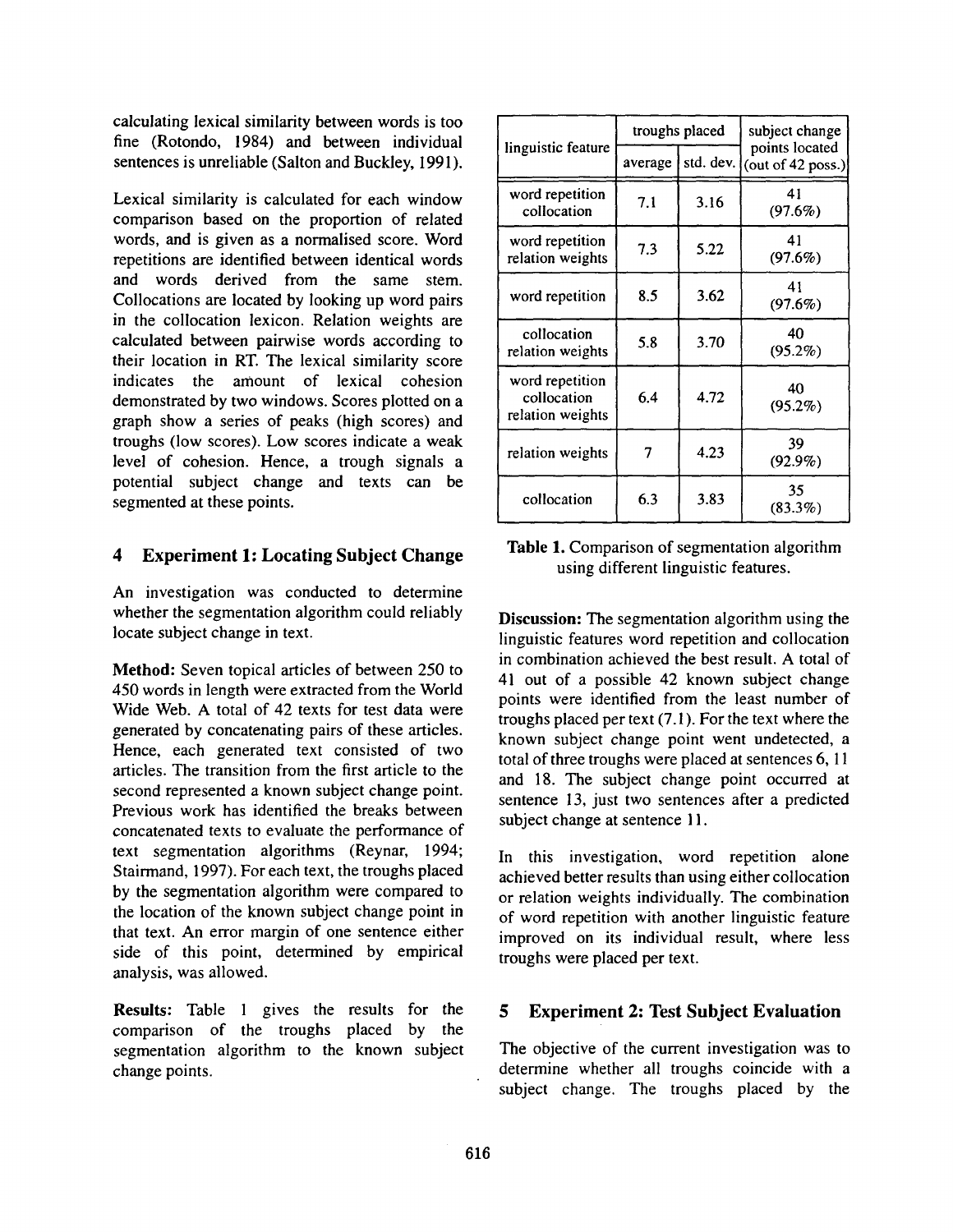calculating lexical similarity between words is too fine (Rotondo, 1984) and between individual sentences is unreliable (Salton and Buckley, 1991).

Lexical similarity is calculated for each window comparison based on the proportion of related words, and is given as a normalised score. Word repetitions are identified between identical words and words derived from the same stem. Collocations are located by looking up word pairs in the collocation lexicon. Relation weights are calculated between pairwise words according to their location in RT. The lexical similarity score indicates the amount of lexical cohesion demonstrated by two windows. Scores plotted on a graph show a series of peaks (high scores) and troughs (low scores). Low scores indicate a weak level of cohesion. Hence, a trough signals a potential subject change and texts can be segmented at these points.

## 4 Experiment 1: Locating Subject Change

An investigation was conducted to determine whether the segmentation algorithm could reliably locate subject change in text.

**Method:** Seven topical articles of between 250 to 450 words in length were extracted from the World Wide Web. A total of 42 texts for test data were generated by concatenating pairs of these articles. Hence, each generated text consisted of two articles. The transition from the first article to the second represented a known subject change point. Previous work has identified the breaks between concatenated texts to evaluate the performance of text segmentation algorithms (Reynar, 1994; Stairmand, 1997). For each text, the troughs placed by the segmentation algorithm were compared to the location of the known subject change point in that text. An error margin of one sentence either side of this point, determined by empirical analysis, was allowed.

**Results:** Table 1 gives the results for the comparison of the troughs placed by the segmentation algorithm to the known subject change points.

| linguistic feature | troughs placed | | subject change points located (out of 42 poss.) |
|---|---|---|---|
| | average | std. dev. | |
| word repetition collocation | 7.1 | 3.16 | 41 (97.6%) |
| word repetition relation weights | 7.3 | 5.22 | 41 (97.6%) |
| word repetition | 8.5 | 3.62 | 41 (97.6%) |
| collocation relation weights | 5.8 | 3.70 | 40 (95.2%) |
| word repetition collocation relation weights | 6.4 | 4.72 | 40 (95.2%) |
| relation weights | 7 | 4.23 | 39 (92.9%) |
| collocation | 6.3 | 3.83 | 35 (83.3%) |

**Table 1.** Comparison of segmentation algorithm using different linguistic features.

**Discussion:** The segmentation algorithm using the linguistic features word repetition and collocation in combination achieved the best result. A total of 41 out of a possible 42 known subject change points were identified from the least number of troughs placed per text (7.1). For the text where the known subject change point went undetected, a total of three troughs were placed at sentences 6, 11 and 18. The subject change point occurred at sentence 13, just two sentences after a predicted subject change at sentence 11.

In this investigation, word repetition alone achieved better results than using either collocation or relation weights individually. The combination of word repetition with another linguistic feature improved on its individual result, where less troughs were placed per text.

## 5 Experiment 2: Test Subject Evaluation

The objective of the current investigation was to determine whether all troughs coincide with a subject change. The troughs placed by the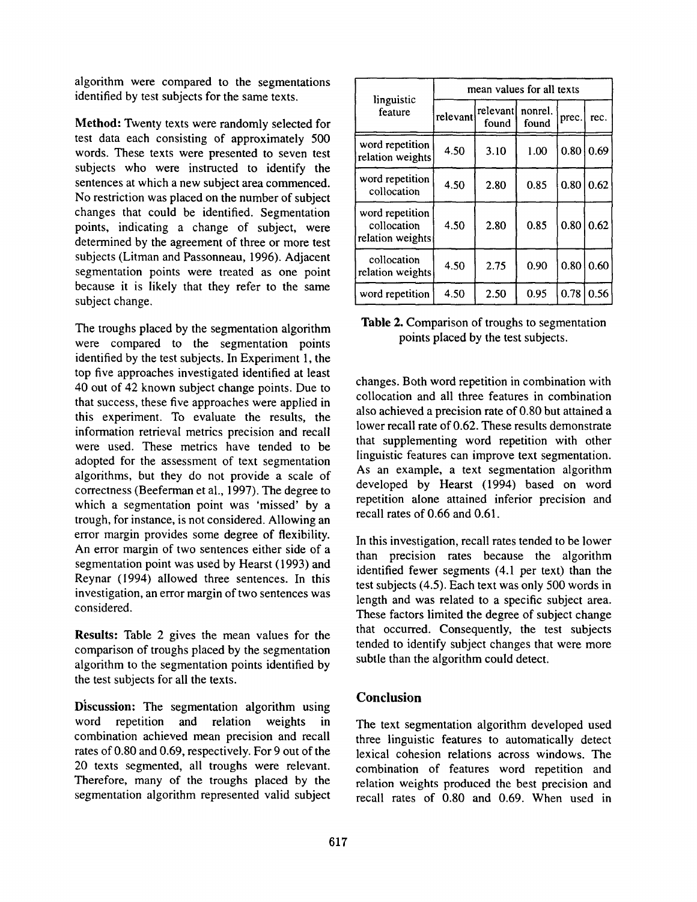algorithm were compared to the segmentations identified by test subjects for the same texts.

**Method:** Twenty texts were randomly selected for test data each consisting of approximately 500 words. These texts were presented to seven test subjects who were instructed to identify the sentences at which a new subject area commenced. No restriction was placed on the number of subject changes that could be identified. Segmentation points, indicating a change of subject, were determined by the agreement of three or more test subjects (Litman and Passonneau, 1996). Adjacent segmentation points were treated as one point because it is likely that they refer to the same subject change.

The troughs placed by the segmentation algorithm were compared to the segmentation points identified by the test subjects. In Experiment 1, the top five approaches investigated identified at least 40 out of 42 known subject change points. Due to that success, these five approaches were applied in this experiment. To evaluate the results, the information retrieval metrics precision and recall were used. These metrics have tended to be adopted for the assessment of text segmentation algorithms, but they do not provide a scale of correctness (Beeferman et al., 1997). The degree to which a segmentation point was 'missed' by a trough, for instance, is not considered. Allowing an error margin provides some degree of flexibility. An error margin of two sentences either side of a segmentation point was used by Hearst (1993) and Reynar (1994) allowed three sentences. In this investigation, an error margin of two sentences was considered.

**Results:** Table 2 gives the mean values for the comparison of troughs placed by the segmentation algorithm to the segmentation points identified by the test subjects for all the texts.

**Discussion:** The segmentation algorithm using word repetition and relation weights in combination achieved mean precision and recall rates of 0.80 and 0.69, respectively. For 9 out of the 20 texts segmented, all troughs were relevant. Therefore, many of the troughs placed by the segmentation algorithm represented valid subject changes. Both word repetition in combination with collocation and all three features in combination also achieved a precision rate of 0.80 but attained a lower recall rate of 0.62. These results demonstrate that supplementing word repetition with other linguistic features can improve text segmentation. As an example, a text segmentation algorithm developed by Hearst (1994) based on word repetition alone attained inferior precision and recall rates of 0.66 and 0.61.

| linguistic feature | mean values for all texts | | | | |
|---|---|---|---|---|---|
| | relevant | relevant found | nonrel. found | prec. | rec. |
| word repetition relation weights | 4.50 | 3.10 | 1.00 | 0.80 | 0.69 |
| word repetition collocation | 4.50 | 2.80 | 0.85 | 0.80 | 0.62 |
| word repetition collocation relation weights | 4.50 | 2.80 | 0.85 | 0.80 | 0.62 |
| collocation relation weights | 4.50 | 2.75 | 0.90 | 0.80 | 0.60 |
| word repetition | 4.50 | 2.50 | 0.95 | 0.78 | 0.56 |

**Table 2.** Comparison of troughs to segmentation points placed by the test subjects.

In this investigation, recall rates tended to be lower than precision rates because the algorithm identified fewer segments (4.1 per text) than the test subjects (4.5). Each text was only 500 words in length and was related to a specific subject area. These factors limited the degree of subject change that occurred. Consequently, the test subjects tended to identify subject changes that were more subtle than the algorithm could detect.

## Conclusion

The text segmentation algorithm developed used three linguistic features to automatically detect lexical cohesion relations across windows. The combination of features word repetition and relation weights produced the best precision and recall rates of 0.80 and 0.69. When used in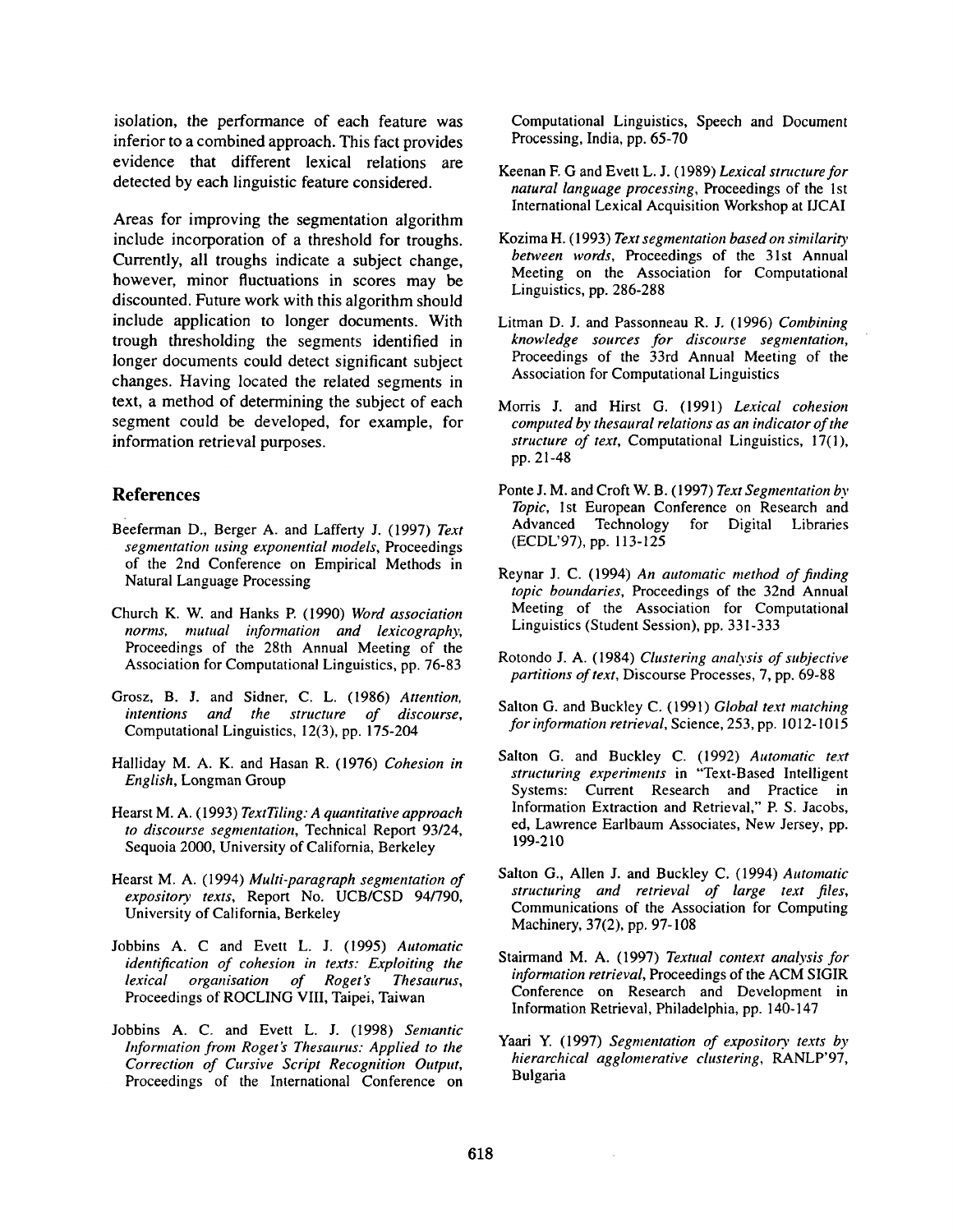isolation, the performance of each feature was inferior to a combined approach. This fact provides evidence that different lexical relations are detected by each linguistic feature considered.

Areas for improving the segmentation algorithm include incorporation of a threshold for troughs. Currently, all troughs indicate a subject change, however, minor fluctuations in scores may be discounted. Future work with this algorithm should include application to longer documents. With trough thresholding the segments identified in longer documents could detect significant subject changes. Having located the related segments in text, a method of determining the subject of each segment could be developed, for example, for information retrieval purposes.

## References

Beeferman D., Berger A. and Lafferty J. (1997) *Text segmentation using exponential models*, Proceedings of the 2nd Conference on Empirical Methods in Natural Language Processing

Church K. W. and Hanks P. (1990) *Word association norms, mutual information and lexicography*, Proceedings of the 28th Annual Meeting of the Association for Computational Linguistics, pp. 76-83

Grosz, B. J. and Sidner, C. L. (1986) *Attention, intentions and the structure of discourse*, Computational Linguistics, 12(3), pp. 175-204

Halliday M. A. K. and Hasan R. (1976) *Cohesion in English*, Longman Group

Hearst M. A. (1993) *TextTiling: A quantitative approach to discourse segmentation*, Technical Report 93/24, Sequoia 2000, University of California, Berkeley

Hearst M. A. (1994) *Multi-paragraph segmentation of expository texts*, Report No. UCB/CSD 94/790, University of California, Berkeley

Jobbins A. C and Evett L. J. (1995) *Automatic identification of cohesion in texts: Exploiting the lexical organisation of Roget's Thesaurus*, Proceedings of ROCLING VIII, Taipei, Taiwan

Jobbins A. C. and Evett L. J. (1998) *Semantic Information from Roget's Thesaurus: Applied to the Correction of Cursive Script Recognition Output*, Proceedings of the International Conference on Computational Linguistics, Speech and Document Processing, India, pp. 65-70

Keenan F. G and Evett L. J. (1989) *Lexical structure for natural language processing*, Proceedings of the 1st International Lexical Acquisition Workshop at IJCAI

Kozima H. (1993) *Text segmentation based on similarity between words*, Proceedings of the 31st Annual Meeting on the Association for Computational Linguistics, pp. 286-288

Litman D. J. and Passonneau R. J. (1996) *Combining knowledge sources for discourse segmentation*, Proceedings of the 33rd Annual Meeting of the Association for Computational Linguistics

Morris J. and Hirst G. (1991) *Lexical cohesion computed by thesaural relations as an indicator of the structure of text*, Computational Linguistics, 17(1), pp. 21-48

Ponte J. M. and Croft W. B. (1997) *Text Segmentation by Topic*, 1st European Conference on Research and Advanced Technology for Digital Libraries (ECDL'97), pp. 113-125

Reynar J. C. (1994) *An automatic method of finding topic boundaries*, Proceedings of the 32nd Annual Meeting of the Association for Computational Linguistics (Student Session), pp. 331-333

Rotondo J. A. (1984) *Clustering analysis of subjective partitions of text*, Discourse Processes, 7, pp. 69-88

Salton G. and Buckley C. (1991) *Global text matching for information retrieval*, Science, 253, pp. 1012-1015

Salton G. and Buckley C. (1992) *Automatic text structuring experiments* in "Text-Based Intelligent Systems: Current Research and Practice in Information Extraction and Retrieval," P. S. Jacobs, ed, Lawrence Earlbaum Associates, New Jersey, pp. 199-210

Salton G., Allen J. and Buckley C. (1994) *Automatic structuring and retrieval of large text files*, Communications of the Association for Computing Machinery, 37(2), pp. 97-108

Stairmand M. A. (1997) *Textual context analysis for information retrieval*, Proceedings of the ACM SIGIR Conference on Research and Development in Information Retrieval, Philadelphia, pp. 140-147

Yaari Y. (1997) *Segmentation of expository texts by hierarchical agglomerative clustering*, RANLP'97, Bulgaria